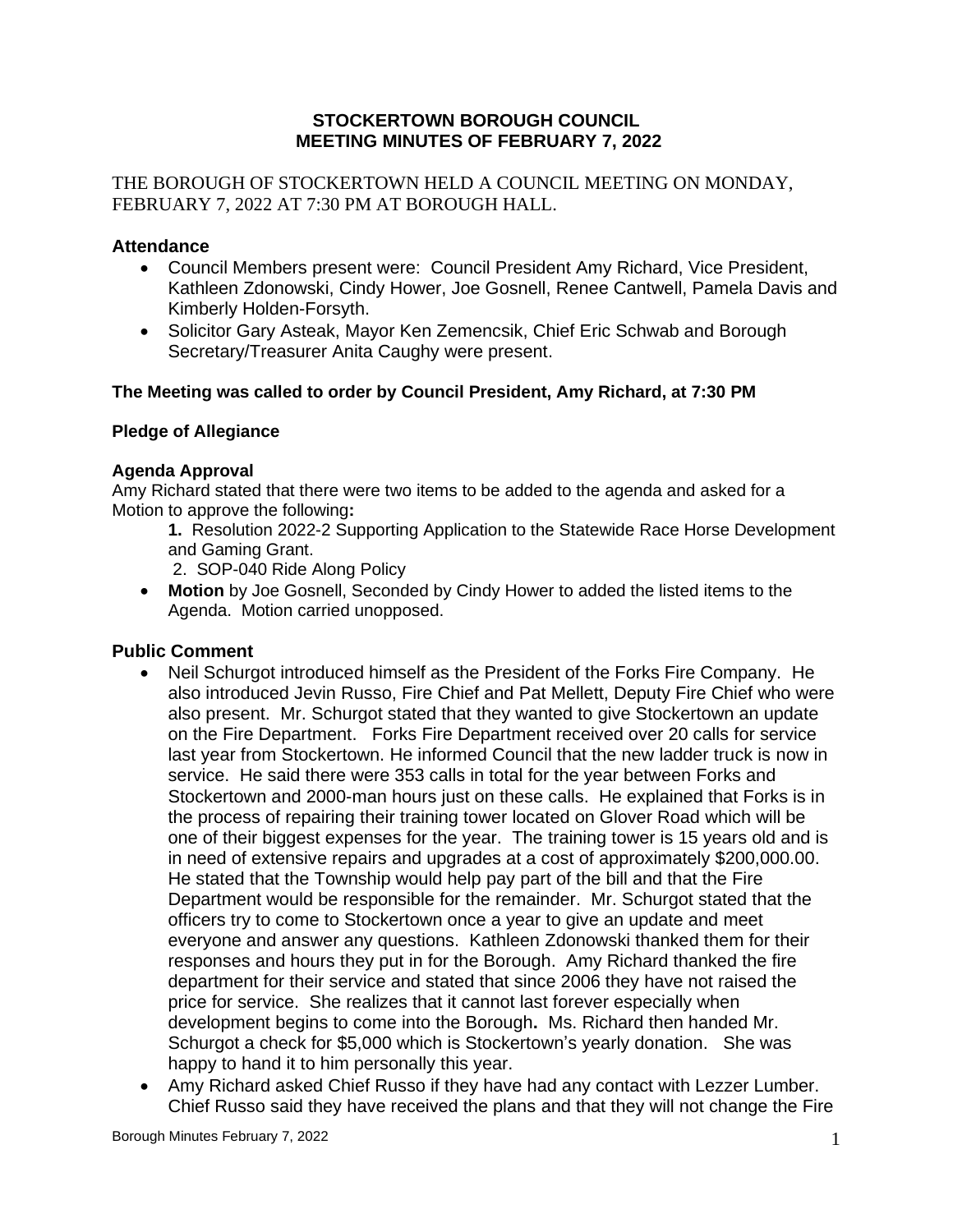# STOCKERTOWN BOROUGH COUNCIL
# MEETING MINUTES OF FEBRUARY 7, 2022

THE BOROUGH OF STOCKERTOWN HELD A COUNCIL MEETING ON MONDAY, FEBRUARY 7, 2022 AT 7:30 PM AT BOROUGH HALL.

### Attendance

- Council Members present were: Council President Amy Richard, Vice President, Kathleen Zdonowski, Cindy Hower, Joe Gosnell, Renee Cantwell, Pamela Davis and Kimberly Holden-Forsyth.
- Solicitor Gary Asteak, Mayor Ken Zemencsik, Chief Eric Schwab and Borough Secretary/Treasurer Anita Caughy were present.

**The Meeting was called to order by Council President, Amy Richard, at 7:30 PM**

**Pledge of Allegiance**

**Agenda Approval**

Amy Richard stated that there were two items to be added to the agenda and asked for a Motion to approve the following**:**

> **1.** Resolution 2022-2 Supporting Application to the Statewide Race Horse Development and Gaming Grant.
>
> 2. SOP-040 Ride Along Policy

- **Motion** by Joe Gosnell, Seconded by Cindy Hower to added the listed items to the Agenda. Motion carried unopposed.

### Public Comment

- Neil Schurgot introduced himself as the President of the Forks Fire Company. He also introduced Jevin Russo, Fire Chief and Pat Mellett, Deputy Fire Chief who were also present. Mr. Schurgot stated that they wanted to give Stockertown an update on the Fire Department. Forks Fire Department received over 20 calls for service last year from Stockertown. He informed Council that the new ladder truck is now in service. He said there were 353 calls in total for the year between Forks and Stockertown and 2000-man hours just on these calls. He explained that Forks is in the process of repairing their training tower located on Glover Road which will be one of their biggest expenses for the year. The training tower is 15 years old and is in need of extensive repairs and upgrades at a cost of approximately $200,000.00. He stated that the Township would help pay part of the bill and that the Fire Department would be responsible for the remainder. Mr. Schurgot stated that the officers try to come to Stockertown once a year to give an update and meet everyone and answer any questions. Kathleen Zdonowski thanked them for their responses and hours they put in for the Borough. Amy Richard thanked the fire department for their service and stated that since 2006 they have not raised the price for service. She realizes that it cannot last forever especially when development begins to come into the Borough**.** Ms. Richard then handed Mr. Schurgot a check for $5,000 which is Stockertown's yearly donation. She was happy to hand it to him personally this year.
- Amy Richard asked Chief Russo if they have had any contact with Lezzer Lumber. Chief Russo said they have received the plans and that they will not change the Fire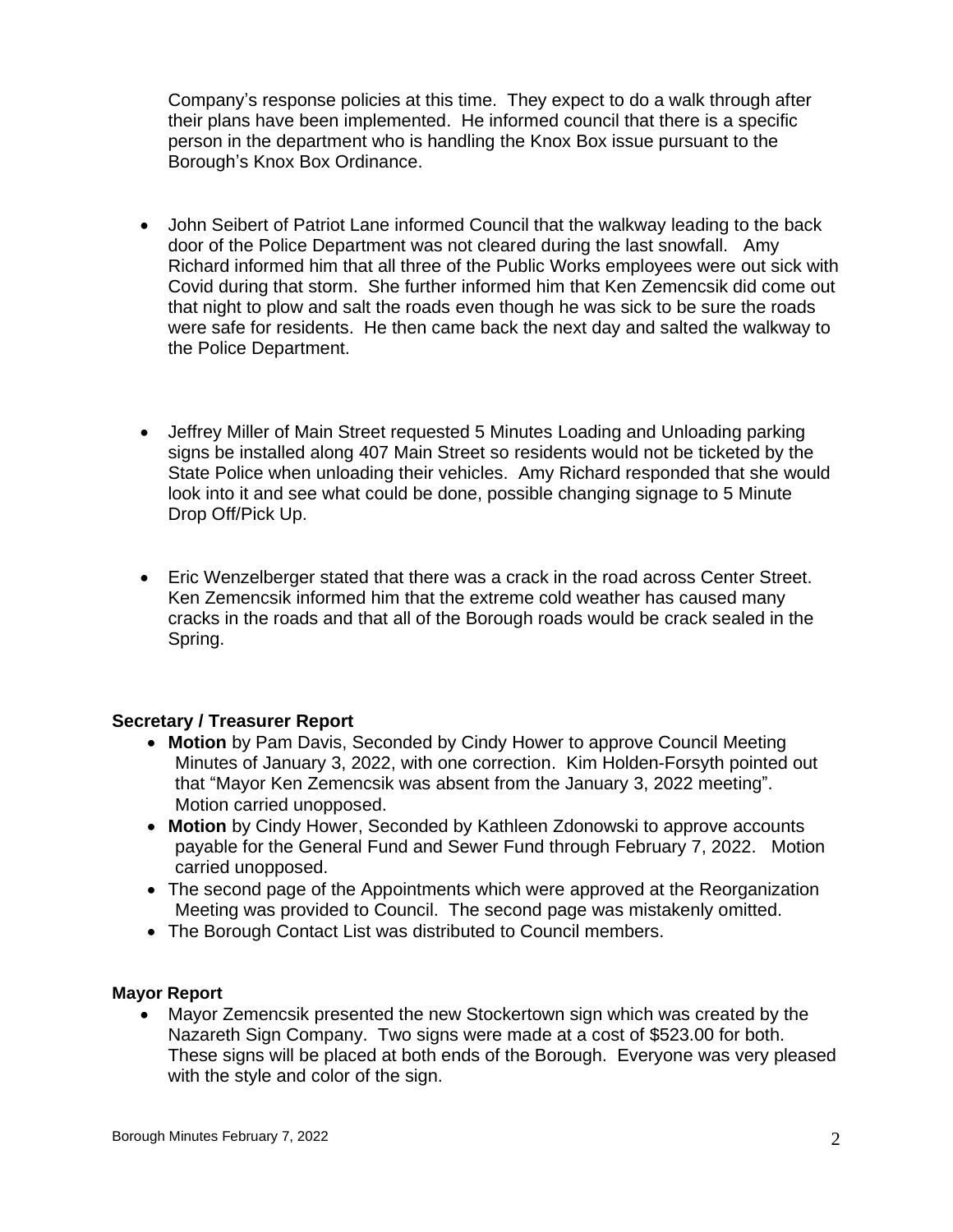Company's response policies at this time. They expect to do a walk through after their plans have been implemented. He informed council that there is a specific person in the department who is handling the Knox Box issue pursuant to the Borough's Knox Box Ordinance.

- John Seibert of Patriot Lane informed Council that the walkway leading to the back door of the Police Department was not cleared during the last snowfall. Amy Richard informed him that all three of the Public Works employees were out sick with Covid during that storm. She further informed him that Ken Zemencsik did come out that night to plow and salt the roads even though he was sick to be sure the roads were safe for residents. He then came back the next day and salted the walkway to the Police Department.

- Jeffrey Miller of Main Street requested 5 Minutes Loading and Unloading parking signs be installed along 407 Main Street so residents would not be ticketed by the State Police when unloading their vehicles. Amy Richard responded that she would look into it and see what could be done, possible changing signage to 5 Minute Drop Off/Pick Up.

- Eric Wenzelberger stated that there was a crack in the road across Center Street. Ken Zemencsik informed him that the extreme cold weather has caused many cracks in the roads and that all of the Borough roads would be crack sealed in the Spring.

**Secretary / Treasurer Report**

- **Motion** by Pam Davis, Seconded by Cindy Hower to approve Council Meeting Minutes of January 3, 2022, with one correction. Kim Holden-Forsyth pointed out that "Mayor Ken Zemencsik was absent from the January 3, 2022 meeting". Motion carried unopposed.
- **Motion** by Cindy Hower, Seconded by Kathleen Zdonowski to approve accounts payable for the General Fund and Sewer Fund through February 7, 2022. Motion carried unopposed.
- The second page of the Appointments which were approved at the Reorganization Meeting was provided to Council. The second page was mistakenly omitted.
- The Borough Contact List was distributed to Council members.

**Mayor Report**

- Mayor Zemencsik presented the new Stockertown sign which was created by the Nazareth Sign Company. Two signs were made at a cost of $523.00 for both. These signs will be placed at both ends of the Borough. Everyone was very pleased with the style and color of the sign.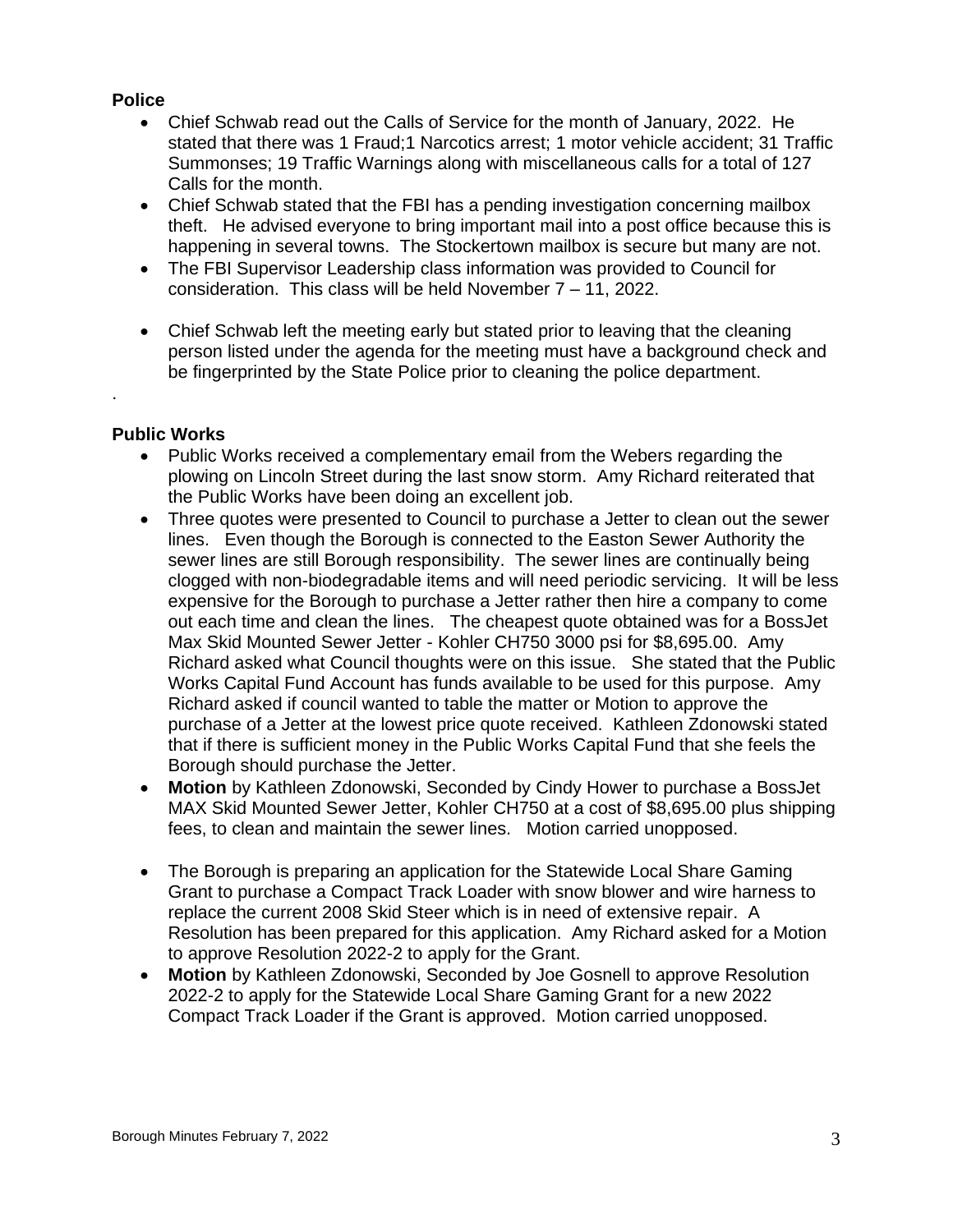**Police**

- Chief Schwab read out the Calls of Service for the month of January, 2022. He stated that there was 1 Fraud;1 Narcotics arrest; 1 motor vehicle accident; 31 Traffic Summonses; 19 Traffic Warnings along with miscellaneous calls for a total of 127 Calls for the month.
- Chief Schwab stated that the FBI has a pending investigation concerning mailbox theft. He advised everyone to bring important mail into a post office because this is happening in several towns. The Stockertown mailbox is secure but many are not.
- The FBI Supervisor Leadership class information was provided to Council for consideration. This class will be held November 7 – 11, 2022.
- Chief Schwab left the meeting early but stated prior to leaving that the cleaning person listed under the agenda for the meeting must have a background check and be fingerprinted by the State Police prior to cleaning the police department.

.

**Public Works**

- Public Works received a complementary email from the Webers regarding the plowing on Lincoln Street during the last snow storm. Amy Richard reiterated that the Public Works have been doing an excellent job.
- Three quotes were presented to Council to purchase a Jetter to clean out the sewer lines. Even though the Borough is connected to the Easton Sewer Authority the sewer lines are still Borough responsibility. The sewer lines are continually being clogged with non-biodegradable items and will need periodic servicing. It will be less expensive for the Borough to purchase a Jetter rather then hire a company to come out each time and clean the lines. The cheapest quote obtained was for a BossJet Max Skid Mounted Sewer Jetter - Kohler CH750 3000 psi for $8,695.00. Amy Richard asked what Council thoughts were on this issue. She stated that the Public Works Capital Fund Account has funds available to be used for this purpose. Amy Richard asked if council wanted to table the matter or Motion to approve the purchase of a Jetter at the lowest price quote received. Kathleen Zdonowski stated that if there is sufficient money in the Public Works Capital Fund that she feels the Borough should purchase the Jetter.
- **Motion** by Kathleen Zdonowski, Seconded by Cindy Hower to purchase a BossJet MAX Skid Mounted Sewer Jetter, Kohler CH750 at a cost of $8,695.00 plus shipping fees, to clean and maintain the sewer lines. Motion carried unopposed.
- The Borough is preparing an application for the Statewide Local Share Gaming Grant to purchase a Compact Track Loader with snow blower and wire harness to replace the current 2008 Skid Steer which is in need of extensive repair. A Resolution has been prepared for this application. Amy Richard asked for a Motion to approve Resolution 2022-2 to apply for the Grant.
- **Motion** by Kathleen Zdonowski, Seconded by Joe Gosnell to approve Resolution 2022-2 to apply for the Statewide Local Share Gaming Grant for a new 2022 Compact Track Loader if the Grant is approved. Motion carried unopposed.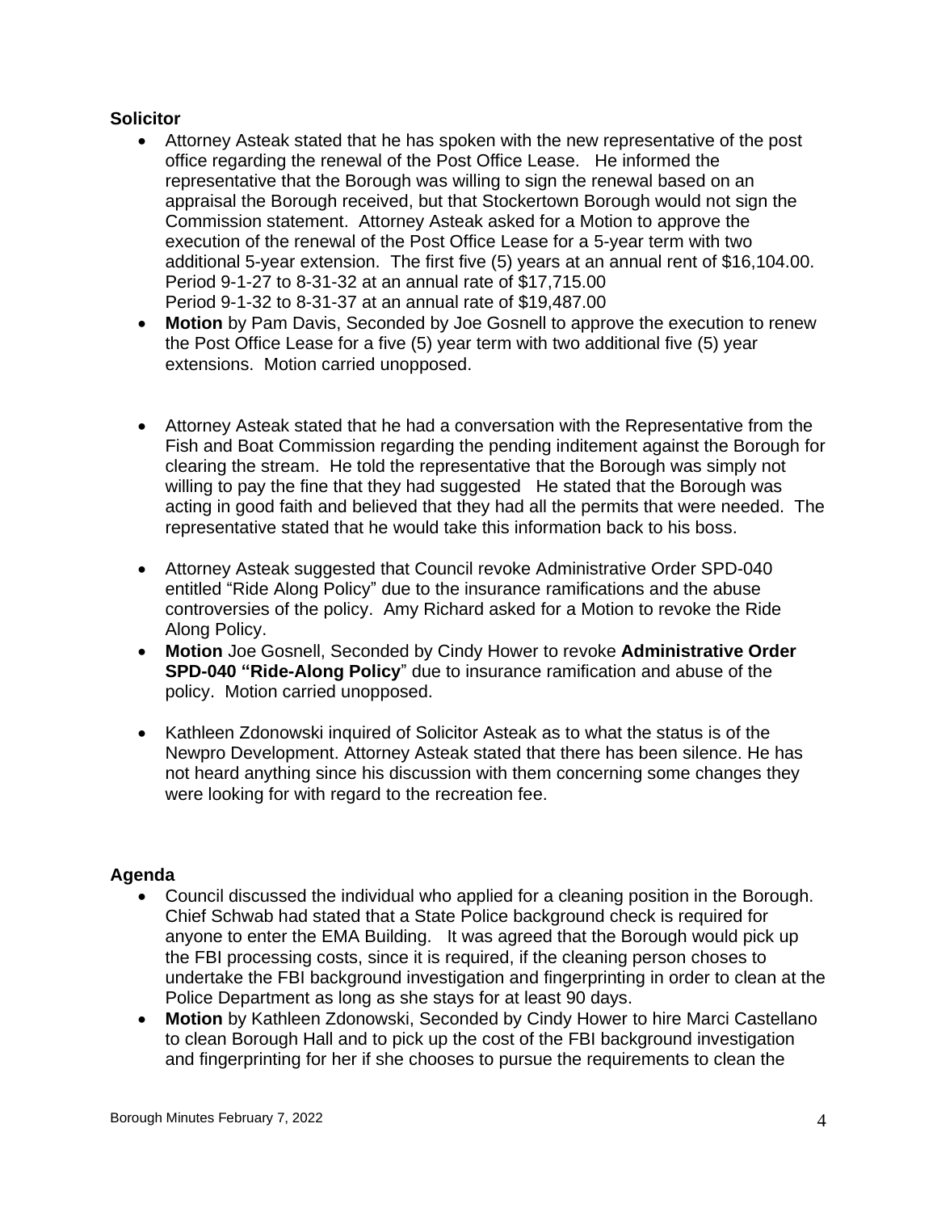**Solicitor**

- Attorney Asteak stated that he has spoken with the new representative of the post office regarding the renewal of the Post Office Lease. He informed the representative that the Borough was willing to sign the renewal based on an appraisal the Borough received, but that Stockertown Borough would not sign the Commission statement. Attorney Asteak asked for a Motion to approve the execution of the renewal of the Post Office Lease for a 5-year term with two additional 5-year extension. The first five (5) years at an annual rent of $16,104.00.
  Period 9-1-27 to 8-31-32 at an annual rate of $17,715.00
  Period 9-1-32 to 8-31-37 at an annual rate of $19,487.00
- **Motion** by Pam Davis, Seconded by Joe Gosnell to approve the execution to renew the Post Office Lease for a five (5) year term with two additional five (5) year extensions. Motion carried unopposed.

- Attorney Asteak stated that he had a conversation with the Representative from the Fish and Boat Commission regarding the pending inditement against the Borough for clearing the stream. He told the representative that the Borough was simply not willing to pay the fine that they had suggested He stated that the Borough was acting in good faith and believed that they had all the permits that were needed. The representative stated that he would take this information back to his boss.

- Attorney Asteak suggested that Council revoke Administrative Order SPD-040 entitled "Ride Along Policy" due to the insurance ramifications and the abuse controversies of the policy. Amy Richard asked for a Motion to revoke the Ride Along Policy.
- **Motion** Joe Gosnell, Seconded by Cindy Hower to revoke **Administrative Order SPD-040 "Ride-Along Policy**" due to insurance ramification and abuse of the policy. Motion carried unopposed.

- Kathleen Zdonowski inquired of Solicitor Asteak as to what the status is of the Newpro Development. Attorney Asteak stated that there has been silence. He has not heard anything since his discussion with them concerning some changes they were looking for with regard to the recreation fee.

**Agenda**

- Council discussed the individual who applied for a cleaning position in the Borough. Chief Schwab had stated that a State Police background check is required for anyone to enter the EMA Building. It was agreed that the Borough would pick up the FBI processing costs, since it is required, if the cleaning person choses to undertake the FBI background investigation and fingerprinting in order to clean at the Police Department as long as she stays for at least 90 days.
- **Motion** by Kathleen Zdonowski, Seconded by Cindy Hower to hire Marci Castellano to clean Borough Hall and to pick up the cost of the FBI background investigation and fingerprinting for her if she chooses to pursue the requirements to clean the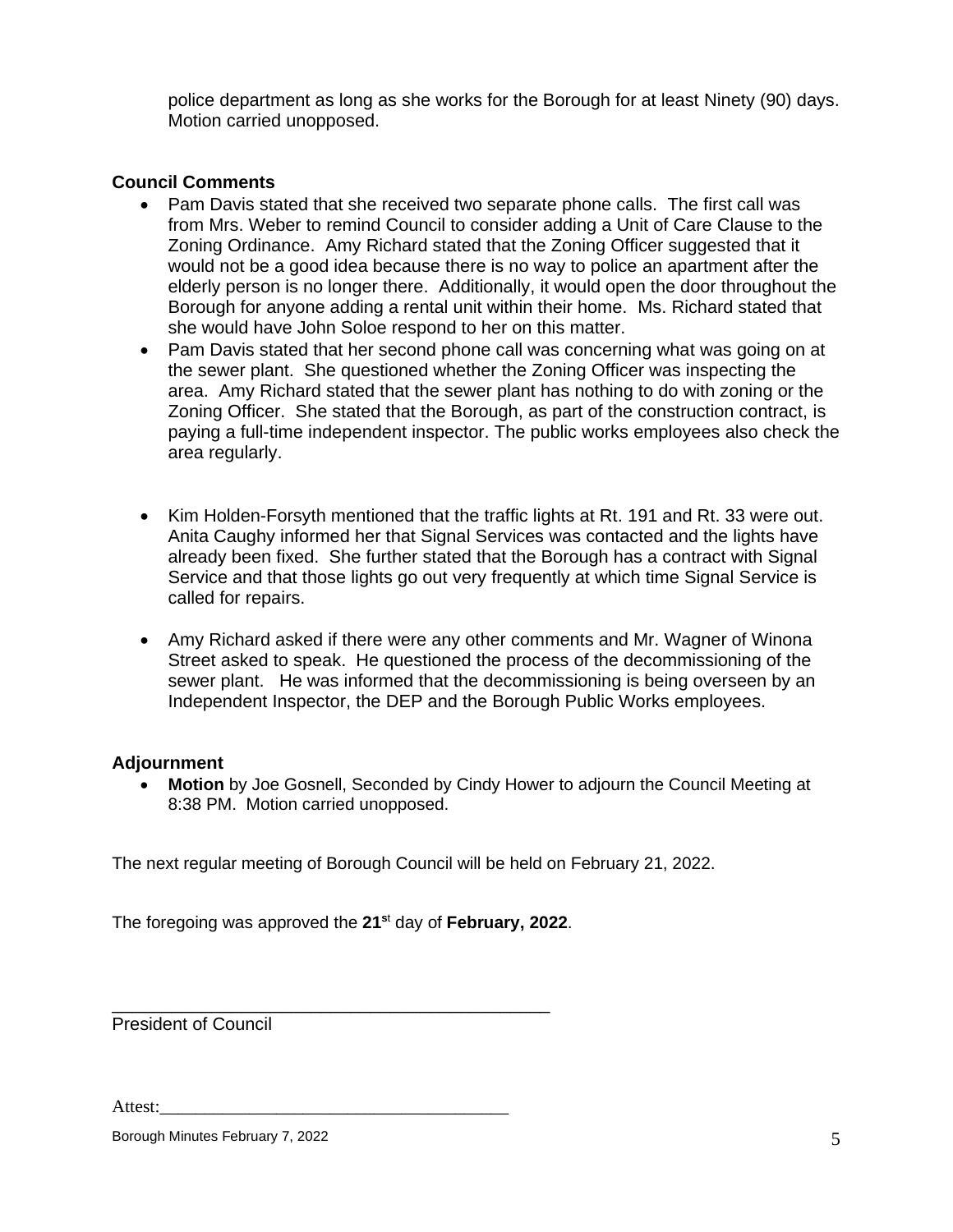police department as long as she works for the Borough for at least Ninety (90) days. Motion carried unopposed.

**Council Comments**

- Pam Davis stated that she received two separate phone calls. The first call was from Mrs. Weber to remind Council to consider adding a Unit of Care Clause to the Zoning Ordinance. Amy Richard stated that the Zoning Officer suggested that it would not be a good idea because there is no way to police an apartment after the elderly person is no longer there. Additionally, it would open the door throughout the Borough for anyone adding a rental unit within their home. Ms. Richard stated that she would have John Soloe respond to her on this matter.
- Pam Davis stated that her second phone call was concerning what was going on at the sewer plant. She questioned whether the Zoning Officer was inspecting the area. Amy Richard stated that the sewer plant has nothing to do with zoning or the Zoning Officer. She stated that the Borough, as part of the construction contract, is paying a full-time independent inspector. The public works employees also check the area regularly.
- Kim Holden-Forsyth mentioned that the traffic lights at Rt. 191 and Rt. 33 were out. Anita Caughy informed her that Signal Services was contacted and the lights have already been fixed. She further stated that the Borough has a contract with Signal Service and that those lights go out very frequently at which time Signal Service is called for repairs.
- Amy Richard asked if there were any other comments and Mr. Wagner of Winona Street asked to speak. He questioned the process of the decommissioning of the sewer plant. He was informed that the decommissioning is being overseen by an Independent Inspector, the DEP and the Borough Public Works employees.

**Adjournment**

- **Motion** by Joe Gosnell, Seconded by Cindy Hower to adjourn the Council Meeting at 8:38 PM. Motion carried unopposed.

The next regular meeting of Borough Council will be held on February 21, 2022.

The foregoing was approved the **21st** day of **February, 2022**.

_______________________________________________
President of Council

Attest:______________________________________